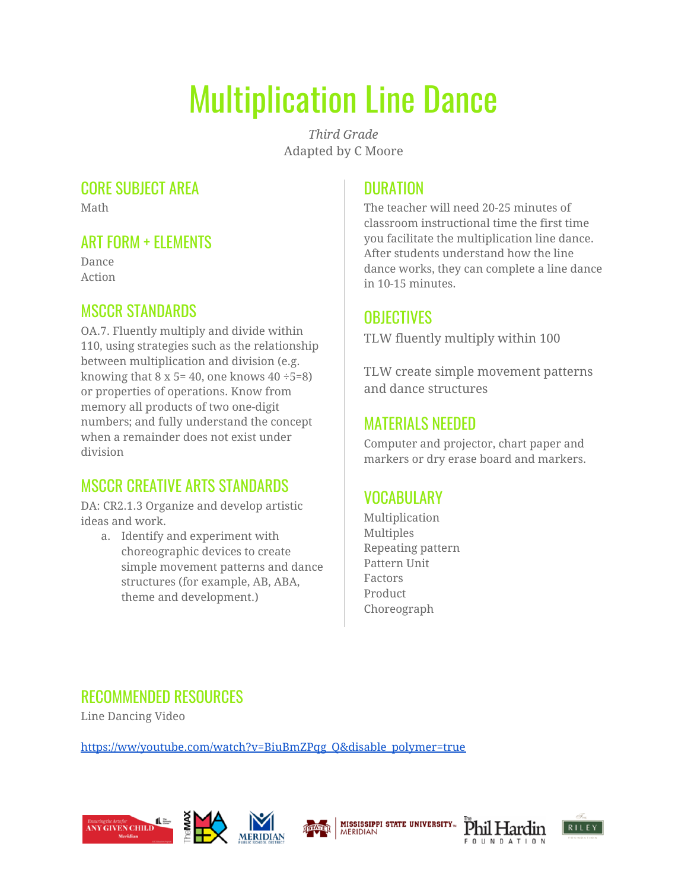# Multiplication Line Dance

*Third Grade*
Adapted by C Moore

## CORE SUBJECT AREA

Math

## ART FORM + ELEMENTS

Dance
Action

## MSCCR STANDARDS

OA.7. Fluently multiply and divide within 110, using strategies such as the relationship between multiplication and division (e.g. knowing that 8 x 5= 40, one knows 40 ÷5=8) or properties of operations. Know from memory all products of two one-digit numbers; and fully understand the concept when a remainder does not exist under division

## MSCCR CREATIVE ARTS STANDARDS

DA: CR2.1.3 Organize and develop artistic ideas and work.

a. Identify and experiment with choreographic devices to create simple movement patterns and dance structures (for example, AB, ABA, theme and development.)

## DURATION

The teacher will need 20-25 minutes of classroom instructional time the first time you facilitate the multiplication line dance. After students understand how the line dance works, they can complete a line dance in 10-15 minutes.

## OBJECTIVES

TLW fluently multiply within 100

TLW create simple movement patterns and dance structures

## MATERIALS NEEDED

Computer and projector, chart paper and markers or dry erase board and markers.

## VOCABULARY

Multiplication
Multiples
Repeating pattern
Pattern Unit
Factors
Product
Choreograph

## RECOMMENDED RESOURCES

Line Dancing Video

https://ww/youtube.com/watch?v=BiuBmZPqg_Q&disable_polymer=true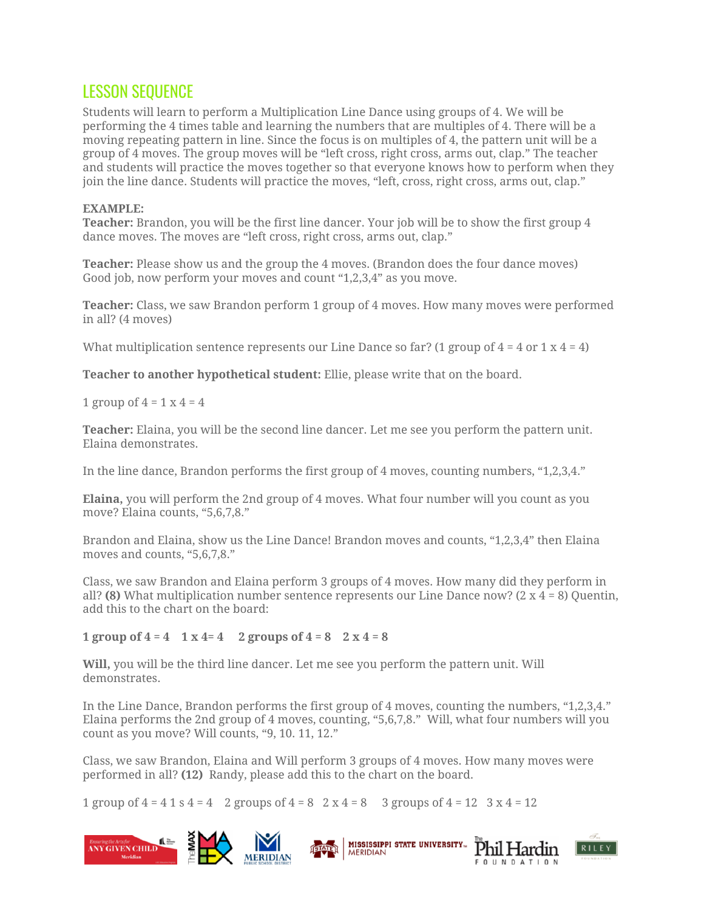## LESSON SEQUENCE

Students will learn to perform a Multiplication Line Dance using groups of 4. We will be performing the 4 times table and learning the numbers that are multiples of 4. There will be a moving repeating pattern in line. Since the focus is on multiples of 4, the pattern unit will be a group of 4 moves. The group moves will be “left cross, right cross, arms out, clap.” The teacher and students will practice the moves together so that everyone knows how to perform when they join the line dance. Students will practice the moves, “left, cross, right cross, arms out, clap.”

**EXAMPLE:**

**Teacher:** Brandon, you will be the first line dancer. Your job will be to show the first group 4 dance moves. The moves are “left cross, right cross, arms out, clap.”

**Teacher:** Please show us and the group the 4 moves. (Brandon does the four dance moves) Good job, now perform your moves and count “1,2,3,4” as you move.

**Teacher:** Class, we saw Brandon perform 1 group of 4 moves. How many moves were performed in all? (4 moves)

What multiplication sentence represents our Line Dance so far? (1 group of 4 = 4 or 1 x 4 = 4)

**Teacher to another hypothetical student:** Ellie, please write that on the board.

1 group of 4 = 1 x 4 = 4

**Teacher:** Elaina, you will be the second line dancer. Let me see you perform the pattern unit. Elaina demonstrates.

In the line dance, Brandon performs the first group of 4 moves, counting numbers, “1,2,3,4.”

**Elaina,** you will perform the 2nd group of 4 moves. What four number will you count as you move? Elaina counts, “5,6,7,8.”

Brandon and Elaina, show us the Line Dance! Brandon moves and counts, “1,2,3,4” then Elaina moves and counts, “5,6,7,8.”

Class, we saw Brandon and Elaina perform 3 groups of 4 moves. How many did they perform in all? **(8)** What multiplication number sentence represents our Line Dance now? (2 x 4 = 8) Quentin, add this to the chart on the board:

**1 group of 4 = 4 1 x 4= 4 2 groups of 4 = 8 2 x 4 = 8**

**Will,** you will be the third line dancer. Let me see you perform the pattern unit. Will demonstrates.

In the Line Dance, Brandon performs the first group of 4 moves, counting the numbers, “1,2,3,4.” Elaina performs the 2nd group of 4 moves, counting, “5,6,7,8.” Will, what four numbers will you count as you move? Will counts, “9, 10. 11, 12.”

Class, we saw Brandon, Elaina and Will perform 3 groups of 4 moves. How many moves were performed in all? **(12)** Randy, please add this to the chart on the board.

1 group of 4 = 4 1 s 4 = 4 2 groups of 4 = 8 2 x 4 = 8 3 groups of 4 = 12 3 x 4 = 12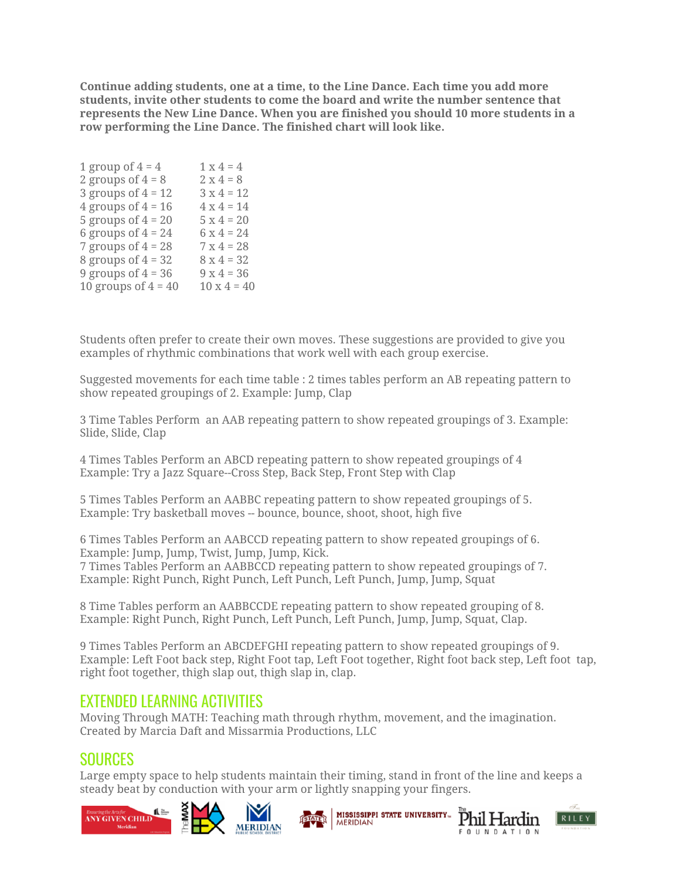**Continue adding students, one at a time, to the Line Dance. Each time you add more students, invite other students to come the board and write the number sentence that represents the New Line Dance. When you are finished you should 10 more students in a row performing the Line Dance. The finished chart will look like.**

| | |
|---|---|
| 1 group of 4 = 4 | 1 x 4 = 4 |
| 2 groups of 4 = 8 | 2 x 4 = 8 |
| 3 groups of 4 = 12 | 3 x 4 = 12 |
| 4 groups of 4 = 16 | 4 x 4 = 14 |
| 5 groups of 4 = 20 | 5 x 4 = 20 |
| 6 groups of 4 = 24 | 6 x 4 = 24 |
| 7 groups of 4 = 28 | 7 x 4 = 28 |
| 8 groups of 4 = 32 | 8 x 4 = 32 |
| 9 groups of 4 = 36 | 9 x 4 = 36 |
| 10 groups of 4 = 40 | 10 x 4 = 40 |

Students often prefer to create their own moves. These suggestions are provided to give you examples of rhythmic combinations that work well with each group exercise.

Suggested movements for each time table : 2 times tables perform an AB repeating pattern to show repeated groupings of 2. Example: Jump, Clap

3 Time Tables Perform an AAB repeating pattern to show repeated groupings of 3. Example: Slide, Slide, Clap

4 Times Tables Perform an ABCD repeating pattern to show repeated groupings of 4
Example: Try a Jazz Square--Cross Step, Back Step, Front Step with Clap

5 Times Tables Perform an AABBC repeating pattern to show repeated groupings of 5.
Example: Try basketball moves -- bounce, bounce, shoot, shoot, high five

6 Times Tables Perform an AABCCD repeating pattern to show repeated groupings of 6.
Example: Jump, Jump, Twist, Jump, Jump, Kick.
7 Times Tables Perform an AABBCCD repeating pattern to show repeated groupings of 7.
Example: Right Punch, Right Punch, Left Punch, Left Punch, Jump, Jump, Squat

8 Time Tables perform an AABBCCDE repeating pattern to show repeated grouping of 8.
Example: Right Punch, Right Punch, Left Punch, Left Punch, Jump, Jump, Squat, Clap.

9 Times Tables Perform an ABCDEFGHI repeating pattern to show repeated groupings of 9.
Example: Left Foot back step, Right Foot tap, Left Foot together, Right foot back step, Left foot tap, right foot together, thigh slap out, thigh slap in, clap.

## EXTENDED LEARNING ACTIVITIES

Moving Through MATH: Teaching math through rhythm, movement, and the imagination.
Created by Marcia Daft and Missarmia Productions, LLC

## SOURCES

Large empty space to help students maintain their timing, stand in front of the line and keeps a steady beat by conduction with your arm or lightly snapping your fingers.